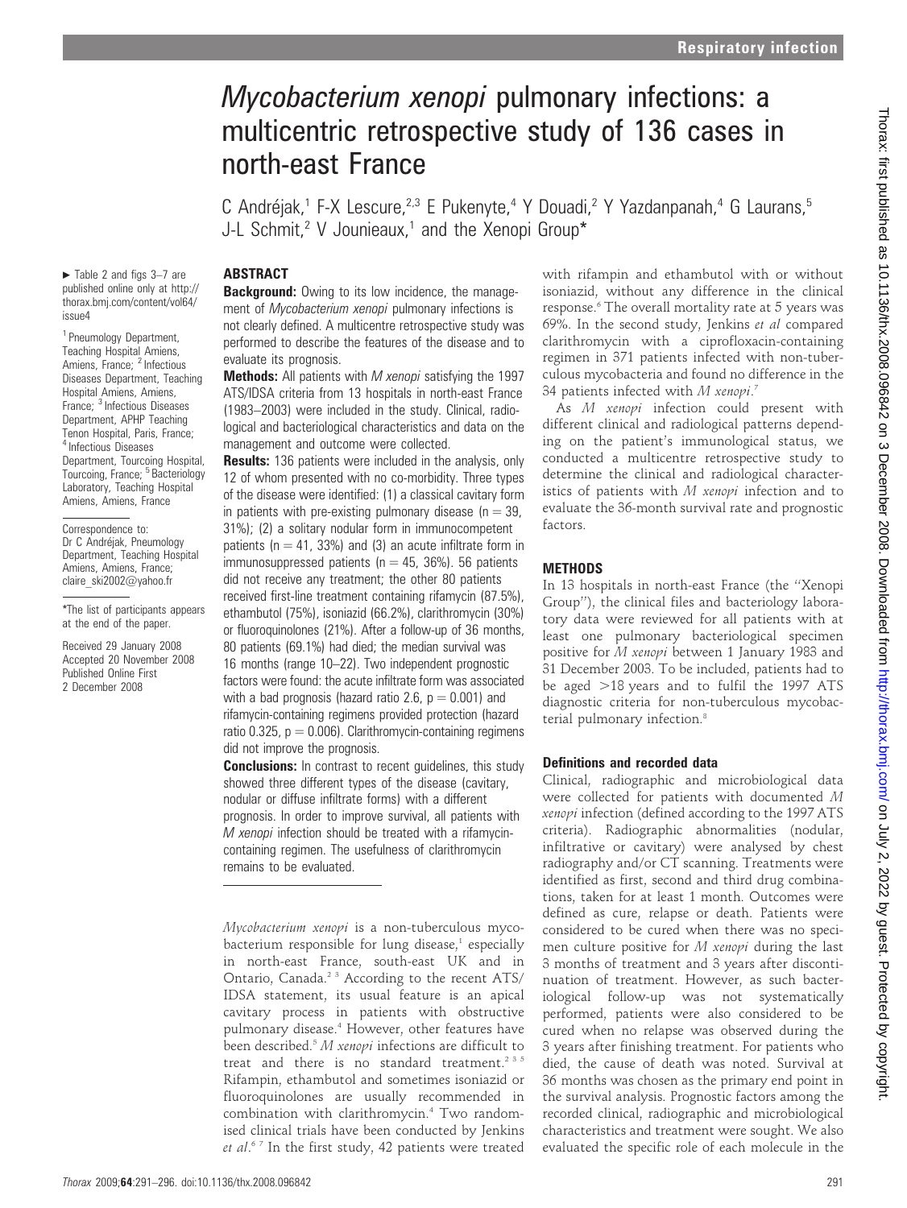# *Mycobacterium xenopi* pulmonary infections: a multicentric retrospective study of 136 cases in north-east France

C Andréjak,[1] F-X Lescure,[2,3] E Pukenyte,[4] Y Douadi,[2] Y Yazdanpanah,[4] G Laurans,[5] J-L Schmit,[2] V Jounieaux,[1] and the Xenopi Group*

► Table 2 and figs 3–7 are published online only at http://thorax.bmj.com/content/vol64/issue4

[1] Pneumology Department, Teaching Hospital Amiens, Amiens, France; [2] Infectious Diseases Department, Teaching Hospital Amiens, Amiens, France; [3] Infectious Diseases Department, APHP Teaching Tenon Hospital, Paris, France; [4] Infectious Diseases Department, Tourcoing Hospital, Tourcoing, France; [5] Bacteriology Laboratory, Teaching Hospital Amiens, Amiens, France

Correspondence to: Dr C Andréjak, Pneumology Department, Teaching Hospital Amiens, Amiens, France; claire_ski2002@yahoo.fr

*The list of participants appears at the end of the paper.

Received 29 January 2008
Accepted 20 November 2008
Published Online First 2 December 2008

## ABSTRACT

**Background:** Owing to its low incidence, the management of *Mycobacterium xenopi* pulmonary infections is not clearly defined. A multicentre retrospective study was performed to describe the features of the disease and to evaluate its prognosis.

**Methods:** All patients with *M xenopi* satisfying the 1997 ATS/IDSA criteria from 13 hospitals in north-east France (1983–2003) were included in the study. Clinical, radiological and bacteriological characteristics and data on the management and outcome were collected.

**Results:** 136 patients were included in the analysis, only 12 of whom presented with no co-morbidity. Three types of the disease were identified: (1) a classical cavitary form in patients with pre-existing pulmonary disease (n = 39, 31%); (2) a solitary nodular form in immunocompetent patients (n = 41, 33%) and (3) an acute infiltrate form in immunosuppressed patients (n = 45, 36%). 56 patients did not receive any treatment; the other 80 patients received first-line treatment containing rifamycin (87.5%), ethambutol (75%), isoniazid (66.2%), clarithromycin (30%) or fluoroquinolones (21%). After a follow-up of 36 months, 80 patients (69.1%) had died; the median survival was 16 months (range 10–22). Two independent prognostic factors were found: the acute infiltrate form was associated with a bad prognosis (hazard ratio 2.6, p = 0.001) and rifamycin-containing regimens provided protection (hazard ratio 0.325, p = 0.006). Clarithromycin-containing regimens did not improve the prognosis.

**Conclusions:** In contrast to recent guidelines, this study showed three different types of the disease (cavitary, nodular or diffuse infiltrate forms) with a different prognosis. In order to improve survival, all patients with *M xenopi* infection should be treated with a rifamycin-containing regimen. The usefulness of clarithromycin remains to be evaluated.

*Mycobacterium xenopi* is a non-tuberculous mycobacterium responsible for lung disease,[1] especially in north-east France, south-east UK and in Ontario, Canada.[2,3] According to the recent ATS/IDSA statement, its usual feature is an apical cavitary process in patients with obstructive pulmonary disease.[4] However, other features have been described.[5] *M xenopi* infections are difficult to treat and there is no standard treatment.[2,3,5] Rifampin, ethambutol and sometimes isoniazid or fluoroquinolones are usually recommended in combination with clarithromycin.[4] Two randomised clinical trials have been conducted by Jenkins *et al*.[6,7] In the first study, 42 patients were treated with rifampin and ethambutol with or without isoniazid, without any difference in the clinical response.[6] The overall mortality rate at 5 years was 69%. In the second study, Jenkins *et al* compared clarithromycin with a ciprofloxacin-containing regimen in 371 patients infected with non-tuberculous mycobacteria and found no difference in the 34 patients infected with *M xenopi*.[7]

As *M xenopi* infection could present with different clinical and radiological patterns depending on the patient's immunological status, we conducted a multicentre retrospective study to determine the clinical and radiological characteristics of patients with *M xenopi* infection and to evaluate the 36-month survival rate and prognostic factors.

## METHODS

In 13 hospitals in north-east France (the "Xenopi Group"), the clinical files and bacteriology laboratory data were reviewed for all patients with at least one pulmonary bacteriological specimen positive for *M xenopi* between 1 January 1983 and 31 December 2003. To be included, patients had to be aged >18 years and to fulfil the 1997 ATS diagnostic criteria for non-tuberculous mycobacterial pulmonary infection.[8]

### Definitions and recorded data

Clinical, radiographic and microbiological data were collected for patients with documented *M xenopi* infection (defined according to the 1997 ATS criteria). Radiographic abnormalities (nodular, infiltrative or cavitary) were analysed by chest radiography and/or CT scanning. Treatments were identified as first, second and third drug combinations, taken for at least 1 month. Outcomes were defined as cure, relapse or death. Patients were considered to be cured when there was no specimen culture positive for *M xenopi* during the last 3 months of treatment and 3 years after discontinuation of treatment. However, as such bacteriological follow-up was not systematically performed, patients were also considered to be cured when no relapse was observed during the 3 years after finishing treatment. For patients who died, the cause of death was noted. Survival at 36 months was chosen as the primary end point in the survival analysis. Prognostic factors among the recorded clinical, radiographic and microbiological characteristics and treatment were sought. We also evaluated the specific role of each molecule in the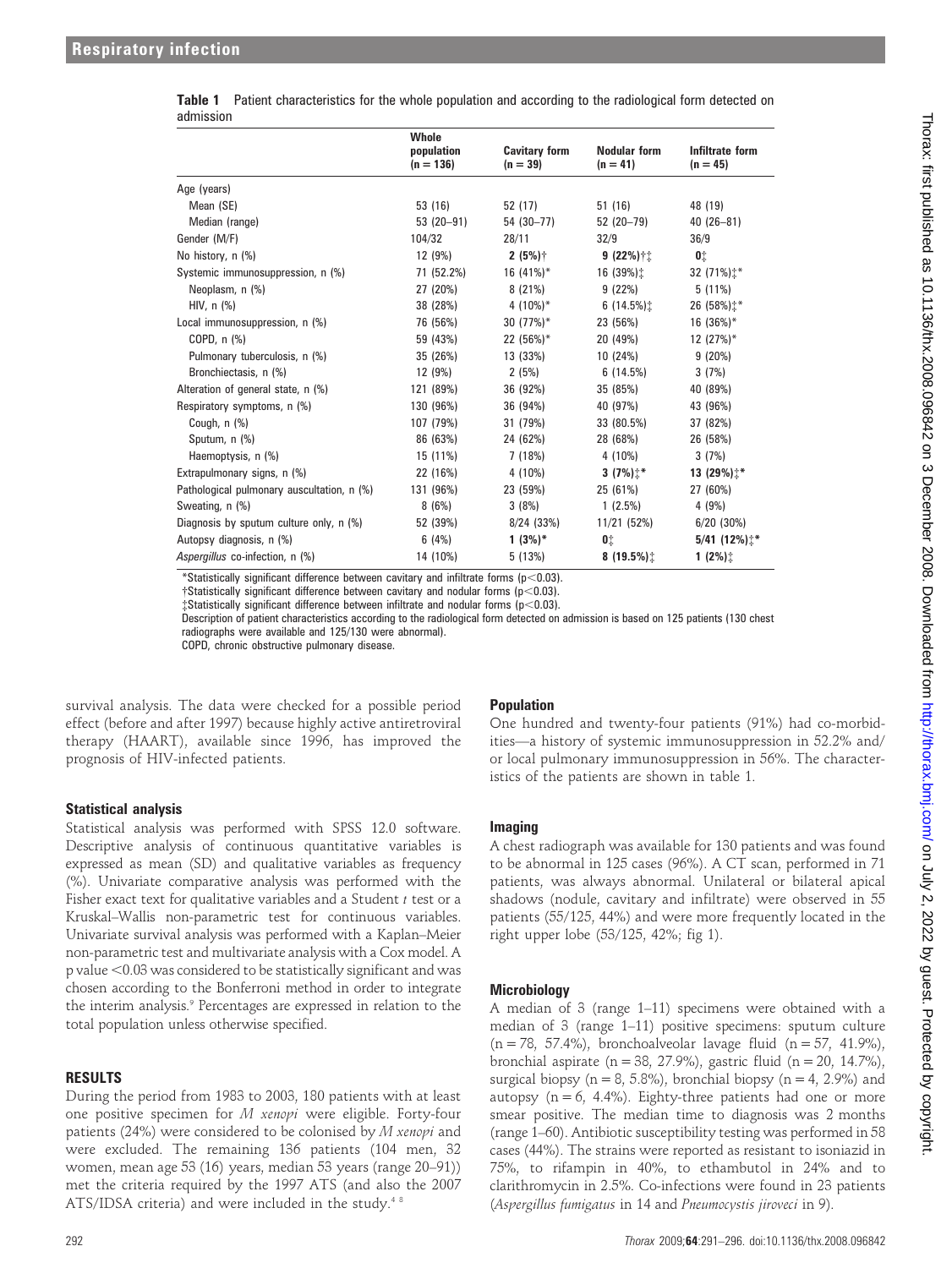**Table 1** Patient characteristics for the whole population and according to the radiological form detected on admission

| | Whole population (n = 136) | Cavitary form (n = 39) | Nodular form (n = 41) | Infiltrate form (n = 45) |
|---|---|---|---|---|
| Age (years) | | | | |
| Mean (SE) | 53 (16) | 52 (17) | 51 (16) | 48 (19) |
| Median (range) | 53 (20–91) | 54 (30–77) | 52 (20–79) | 40 (26–81) |
| Gender (M/F) | 104/32 | 28/11 | 32/9 | 36/9 |
| No history, n (%) | 12 (9%) | **2 (5%)**† | **9 (22%)**†‡ | **0**‡ |
| Systemic immunosuppression, n (%) | 71 (52.2%) | 16 (41%)* | 16 (39%)‡ | 32 (71%)‡* |
| Neoplasm, n (%) | 27 (20%) | 8 (21%) | 9 (22%) | 5 (11%) |
| HIV, n (%) | 38 (28%) | 4 (10%)* | 6 (14.5%)‡ | 26 (58%)‡* |
| Local immunosuppression, n (%) | 76 (56%) | 30 (77%)* | 23 (56%) | 16 (36%)* |
| COPD, n (%) | 59 (43%) | 22 (56%)* | 20 (49%) | 12 (27%)* |
| Pulmonary tuberculosis, n (%) | 35 (26%) | 13 (33%) | 10 (24%) | 9 (20%) |
| Bronchiectasis, n (%) | 12 (9%) | 2 (5%) | 6 (14.5%) | 3 (7%) |
| Alteration of general state, n (%) | 121 (89%) | 36 (92%) | 35 (85%) | 40 (89%) |
| Respiratory symptoms, n (%) | 130 (96%) | 36 (94%) | 40 (97%) | 43 (96%) |
| Cough, n (%) | 107 (79%) | 31 (79%) | 33 (80.5%) | 37 (82%) |
| Sputum, n (%) | 86 (63%) | 24 (62%) | 28 (68%) | 26 (58%) |
| Haemoptysis, n (%) | 15 (11%) | 7 (18%) | 4 (10%) | 3 (7%) |
| Extrapulmonary signs, n (%) | 22 (16%) | 4 (10%) | **3 (7%)**‡* | **13 (29%)**‡* |
| Pathological pulmonary auscultation, n (%) | 131 (96%) | 23 (59%) | 25 (61%) | 27 (60%) |
| Sweating, n (%) | 8 (6%) | 3 (8%) | 1 (2.5%) | 4 (9%) |
| Diagnosis by sputum culture only, n (%) | 52 (39%) | 8/24 (33%) | 11/21 (52%) | 6/20 (30%) |
| Autopsy diagnosis, n (%) | 6 (4%) | **1 (3%)***| **0**‡ | **5/41 (12%)**‡* |
| *Aspergillus* co-infection, n (%) | 14 (10%) | 5 (13%) | **8 (19.5%)**‡ | **1 (2%)**‡ |

*Statistically significant difference between cavitary and infiltrate forms ($p<0.03$).
†Statistically significant difference between cavitary and nodular forms ($p<0.03$).
‡Statistically significant difference between infiltrate and nodular forms ($p<0.03$).
Description of patient characteristics according to the radiological form detected on admission is based on 125 patients (130 chest radiographs were available and 125/130 were abnormal).
COPD, chronic obstructive pulmonary disease.

survival analysis. The data were checked for a possible period effect (before and after 1997) because highly active antiretroviral therapy (HAART), available since 1996, has improved the prognosis of HIV-infected patients.

### Statistical analysis

Statistical analysis was performed with SPSS 12.0 software. Descriptive analysis of continuous quantitative variables is expressed as mean (SD) and qualitative variables as frequency (%). Univariate comparative analysis was performed with the Fisher exact text for qualitative variables and a Student *t* test or a Kruskal–Wallis non-parametric test for continuous variables. Univariate survival analysis was performed with a Kaplan–Meier non-parametric test and multivariate analysis with a Cox model. A p value $<0.03$ was considered to be statistically significant and was chosen according to the Bonferroni method in order to integrate the interim analysis.[9] Percentages are expressed in relation to the total population unless otherwise specified.

## RESULTS

During the period from 1983 to 2003, 180 patients with at least one positive specimen for *M xenopi* were eligible. Forty-four patients (24%) were considered to be colonised by *M xenopi* and were excluded. The remaining 136 patients (104 men, 32 women, mean age 53 (16) years, median 53 years (range 20–91)) met the criteria required by the 1997 ATS (and also the 2007 ATS/IDSA criteria) and were included in the study.[4 8]

### Population

One hundred and twenty-four patients (91%) had co-morbidities—a history of systemic immunosuppression in 52.2% and/or local pulmonary immunosuppression in 56%. The characteristics of the patients are shown in table 1.

### Imaging

A chest radiograph was available for 130 patients and was found to be abnormal in 125 cases (96%). A CT scan, performed in 71 patients, was always abnormal. Unilateral or bilateral apical shadows (nodule, cavitary and infiltrate) were observed in 55 patients (55/125, 44%) and were more frequently located in the right upper lobe (53/125, 42%; fig 1).

### Microbiology

A median of 3 (range 1–11) specimens were obtained with a median of 3 (range 1–11) positive specimens: sputum culture (n = 78, 57.4%), bronchoalveolar lavage fluid (n = 57, 41.9%), bronchial aspirate (n = 38, 27.9%), gastric fluid (n = 20, 14.7%), surgical biopsy (n = 8, 5.8%), bronchial biopsy (n = 4, 2.9%) and autopsy (n = 6, 4.4%). Eighty-three patients had one or more smear positive. The median time to diagnosis was 2 months (range 1–60). Antibiotic susceptibility testing was performed in 58 cases (44%). The strains were reported as resistant to isoniazid in 75%, to rifampin in 40%, to ethambutol in 24% and to clarithromycin in 2.5%. Co-infections were found in 23 patients (*Aspergillus fumigatus* in 14 and *Pneumocystis jiroveci* in 9).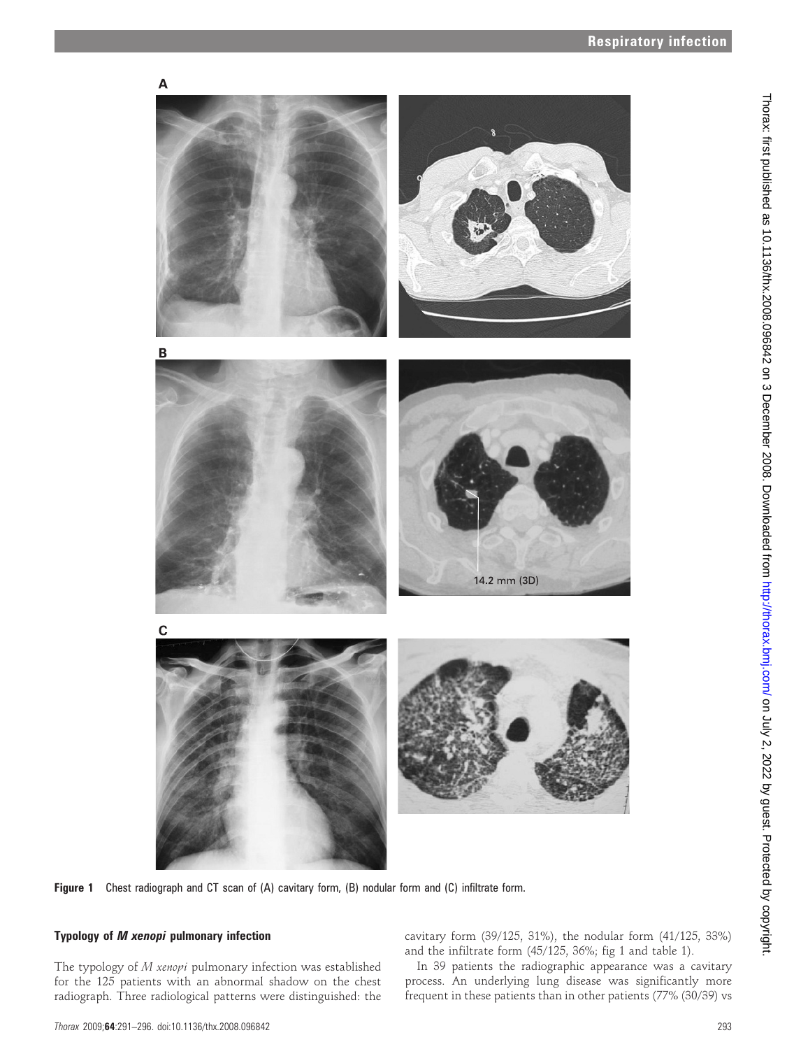Figure 1 Chest radiograph and CT scan of (A) cavitary form, (B) nodular form and (C) infiltrate form.

### Typology of *M xenopi* pulmonary infection

The typology of *M xenopi* pulmonary infection was established for the 125 patients with an abnormal shadow on the chest radiograph. Three radiological patterns were distinguished: the cavitary form (39/125, 31%), the nodular form (41/125, 33%) and the infiltrate form (45/125, 36%; fig 1 and table 1).

In 39 patients the radiographic appearance was a cavitary process. An underlying lung disease was significantly more frequent in these patients than in other patients (77% (30/39) vs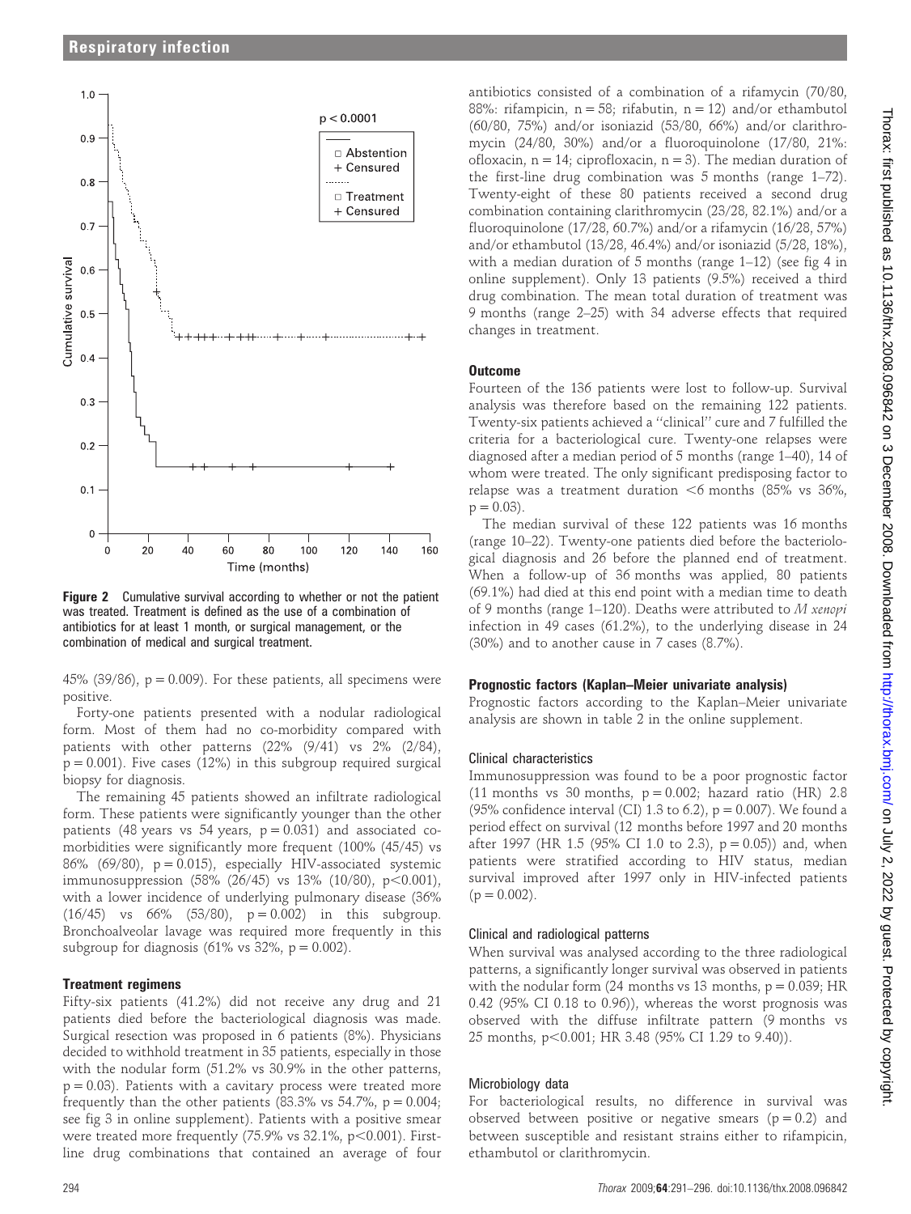**Figure 2** Cumulative survival according to whether or not the patient was treated. Treatment is defined as the use of a combination of antibiotics for at least 1 month, or surgical management, or the combination of medical and surgical treatment.

45% (39/86), p = 0.009). For these patients, all specimens were positive.

Forty-one patients presented with a nodular radiological form. Most of them had no co-morbidity compared with patients with other patterns (22% (9/41) vs 2% (2/84), p = 0.001). Five cases (12%) in this subgroup required surgical biopsy for diagnosis.

The remaining 45 patients showed an infiltrate radiological form. These patients were significantly younger than the other patients (48 years vs 54 years, p = 0.031) and associated co-morbidities were significantly more frequent (100% (45/45) vs 86% (69/80), p = 0.015), especially HIV-associated systemic immunosuppression (58% (26/45) vs 13% (10/80), p<0.001), with a lower incidence of underlying pulmonary disease (36% (16/45) vs 66% (53/80), p = 0.002) in this subgroup. Bronchoalveolar lavage was required more frequently in this subgroup for diagnosis (61% vs 32%, p = 0.002).

### Treatment regimens

Fifty-six patients (41.2%) did not receive any drug and 21 patients died before the bacteriological diagnosis was made. Surgical resection was proposed in 6 patients (8%). Physicians decided to withhold treatment in 35 patients, especially in those with the nodular form (51.2% vs 30.9% in the other patterns, p = 0.03). Patients with a cavitary process were treated more frequently than the other patients (83.3% vs 54.7%, p = 0.004; see fig 3 in online supplement). Patients with a positive smear were treated more frequently (75.9% vs 32.1%, p<0.001). First-line drug combinations that contained an average of four antibiotics consisted of a combination of a rifamycin (70/80, 88%: rifampicin, n = 58; rifabutin, n = 12) and/or ethambutol (60/80, 75%) and/or isoniazid (53/80, 66%) and/or clarithromycin (24/80, 30%) and/or a fluoroquinolone (17/80, 21%: ofloxacin, n = 14; ciprofloxacin, n = 3). The median duration of the first-line drug combination was 5 months (range 1–72). Twenty-eight of these 80 patients received a second drug combination containing clarithromycin (23/28, 82.1%) and/or a fluoroquinolone (17/28, 60.7%) and/or a rifamycin (16/28, 57%) and/or ethambutol (13/28, 46.4%) and/or isoniazid (5/28, 18%), with a median duration of 5 months (range 1–12) (see fig 4 in online supplement). Only 13 patients (9.5%) received a third drug combination. The mean total duration of treatment was 9 months (range 2–25) with 34 adverse effects that required changes in treatment.

### Outcome

Fourteen of the 136 patients were lost to follow-up. Survival analysis was therefore based on the remaining 122 patients. Twenty-six patients achieved a "clinical" cure and 7 fulfilled the criteria for a bacteriological cure. Twenty-one relapses were diagnosed after a median period of 5 months (range 1–40), 14 of whom were treated. The only significant predisposing factor to relapse was a treatment duration <6 months (85% vs 36%, p = 0.03).

The median survival of these 122 patients was 16 months (range 10–22). Twenty-one patients died before the bacteriological diagnosis and 26 before the planned end of treatment. When a follow-up of 36 months was applied, 80 patients (69.1%) had died at this end point with a median time to death of 9 months (range 1–120). Deaths were attributed to *M xenopi* infection in 49 cases (61.2%), to the underlying disease in 24 (30%) and to another cause in 7 cases (8.7%).

### Prognostic factors (Kaplan–Meier univariate analysis)

Prognostic factors according to the Kaplan–Meier univariate analysis are shown in table 2 in the online supplement.

#### Clinical characteristics

Immunosuppression was found to be a poor prognostic factor (11 months vs 30 months, p = 0.002; hazard ratio (HR) 2.8 (95% confidence interval (CI) 1.3 to 6.2), p = 0.007). We found a period effect on survival (12 months before 1997 and 20 months after 1997 (HR 1.5 (95% CI 1.0 to 2.3), p = 0.05)) and, when patients were stratified according to HIV status, median survival improved after 1997 only in HIV-infected patients (p = 0.002).

#### Clinical and radiological patterns

When survival was analysed according to the three radiological patterns, a significantly longer survival was observed in patients with the nodular form (24 months vs 13 months, p = 0.039; HR 0.42 (95% CI 0.18 to 0.96)), whereas the worst prognosis was observed with the diffuse infiltrate pattern (9 months vs 25 months, p<0.001; HR 3.48 (95% CI 1.29 to 9.40)).

#### Microbiology data

For bacteriological results, no difference in survival was observed between positive or negative smears (p = 0.2) and between susceptible and resistant strains either to rifampicin, ethambutol or clarithromycin.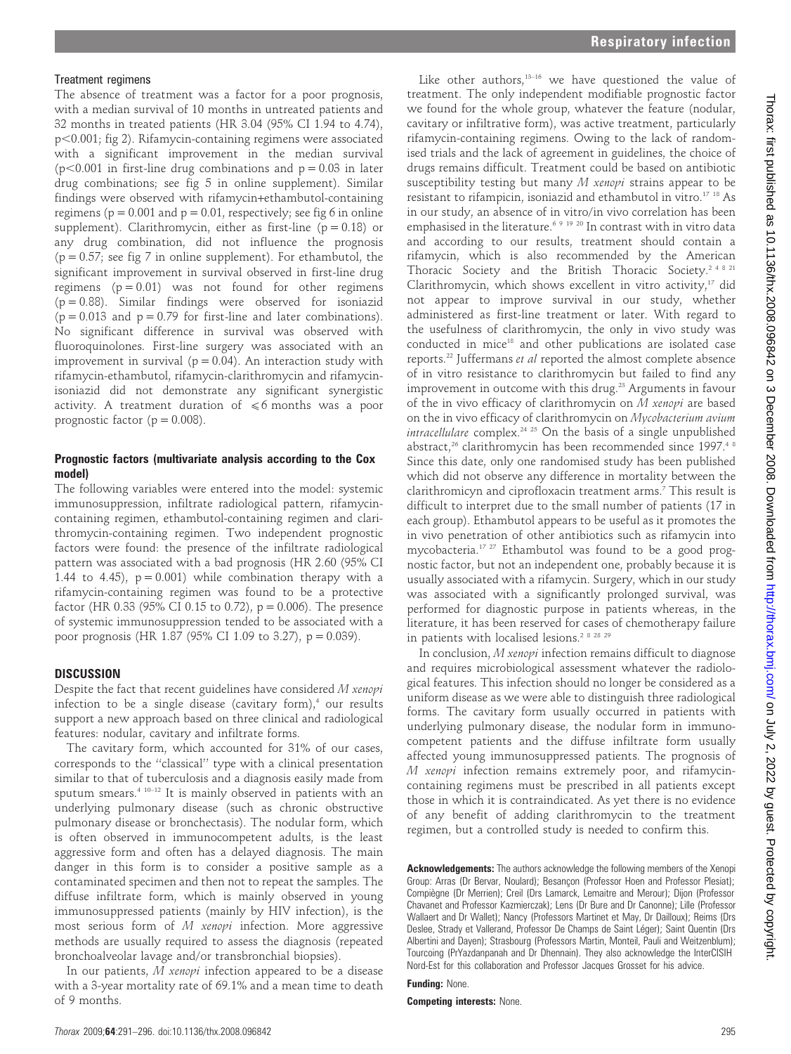### Treatment regimens

The absence of treatment was a factor for a poor prognosis, with a median survival of 10 months in untreated patients and 32 months in treated patients (HR 3.04 (95% CI 1.94 to 4.74), $p<0.001$; fig 2). Rifamycin-containing regimens were associated with a significant improvement in the median survival ($p<0.001$ in first-line drug combinations and $p = 0.03$ in later drug combinations; see fig 5 in online supplement). Similar findings were observed with rifamycin+ethambutol-containing regimens ($p = 0.001$ and $p = 0.01$, respectively; see fig 6 in online supplement). Clarithromycin, either as first-line ($p = 0.18$) or any drug combination, did not influence the prognosis ($p = 0.57$; see fig 7 in online supplement). For ethambutol, the significant improvement in survival observed in first-line drug regimens ($p = 0.01$) was not found for other regimens ($p = 0.88$). Similar findings were observed for isoniazid ($p = 0.013$ and $p = 0.79$ for first-line and later combinations). No significant difference in survival was observed with fluoroquinolones. First-line surgery was associated with an improvement in survival ($p = 0.04$). An interaction study with rifamycin-ethambutol, rifamycin-clarithromycin and rifamycin-isoniazid did not demonstrate any significant synergistic activity. A treatment duration of $\leqslant 6$ months was a poor prognostic factor ($p = 0.008$).

### Prognostic factors (multivariate analysis according to the Cox model)

The following variables were entered into the model: systemic immunosuppression, infiltrate radiological pattern, rifamycin-containing regimen, ethambutol-containing regimen and clarithromycin-containing regimen. Two independent prognostic factors were found: the presence of the infiltrate radiological pattern was associated with a bad prognosis (HR 2.60 (95% CI 1.44 to 4.45), $p = 0.001$) while combination therapy with a rifamycin-containing regimen was found to be a protective factor (HR 0.33 (95% CI 0.15 to 0.72), $p = 0.006$). The presence of systemic immunosuppression tended to be associated with a poor prognosis (HR 1.87 (95% CI 1.09 to 3.27), $p = 0.039$).

## DISCUSSION

Despite the fact that recent guidelines have considered *M xenopi* infection to be a single disease (cavitary form),[4] our results support a new approach based on three clinical and radiological features: nodular, cavitary and infiltrate forms.

The cavitary form, which accounted for 31% of our cases, corresponds to the "classical" type with a clinical presentation similar to that of tuberculosis and a diagnosis easily made from sputum smears.[4 10–12] It is mainly observed in patients with an underlying pulmonary disease (such as chronic obstructive pulmonary disease or bronchectasis). The nodular form, which is often observed in immunocompetent adults, is the least aggressive form and often has a delayed diagnosis. The main danger in this form is to consider a positive sample as a contaminated specimen and then not to repeat the samples. The diffuse infiltrate form, which is mainly observed in young immunosuppressed patients (mainly by HIV infection), is the most serious form of *M xenopi* infection. More aggressive methods are usually required to assess the diagnosis (repeated bronchoalveolar lavage and/or transbronchial biopsies).

In our patients, *M xenopi* infection appeared to be a disease with a 3-year mortality rate of 69.1% and a mean time to death of 9 months.

Like other authors,[13–16] we have questioned the value of treatment. The only independent modifiable prognostic factor we found for the whole group, whatever the feature (nodular, cavitary or infiltrative form), was active treatment, particularly rifamycin-containing regimens. Owing to the lack of randomised trials and the lack of agreement in guidelines, the choice of drugs remains difficult. Treatment could be based on antibiotic susceptibility testing but many *M xenopi* strains appear to be resistant to rifampicin, isoniazid and ethambutol in vitro.[17 18] As in our study, an absence of in vitro/in vivo correlation has been emphasised in the literature.[6 9 19 20] In contrast with in vitro data and according to our results, treatment should contain a rifamycin, which is also recommended by the American Thoracic Society and the British Thoracic Society.[2 4 8 21] Clarithromycin, which shows excellent in vitro activity,[17] did not appear to improve survival in our study, whether administered as first-line treatment or later. With regard to the usefulness of clarithromycin, the only in vivo study was conducted in mice[18] and other publications are isolated case reports.[22] Juffermans *et al* reported the almost complete absence of in vitro resistance to clarithromycin but failed to find any improvement in outcome with this drug.[23] Arguments in favour of the in vivo efficacy of clarithromycin on *M xenopi* are based on the in vivo efficacy of clarithromycin on *Mycobacterium avium intracellulare* complex.[24 25] On the basis of a single unpublished abstract,[26] clarithromycin has been recommended since 1997.[4 8] Since this date, only one randomised study has been published which did not observe any difference in mortality between the clarithromicyn and ciprofloxacin treatment arms.[7] This result is difficult to interpret due to the small number of patients (17 in each group). Ethambutol appears to be useful as it promotes the in vivo penetration of other antibiotics such as rifamycin into mycobacteria.[17 27] Ethambutol was found to be a good prognostic factor, but not an independent one, probably because it is usually associated with a rifamycin. Surgery, which in our study was associated with a significantly prolonged survival, was performed for diagnostic purpose in patients whereas, in the literature, it has been reserved for cases of chemotherapy failure in patients with localised lesions.[2 8 28 29]

In conclusion, *M xenopi* infection remains difficult to diagnose and requires microbiological assessment whatever the radiological features. This infection should no longer be considered as a uniform disease as we were able to distinguish three radiological forms. The cavitary form usually occurred in patients with underlying pulmonary disease, the nodular form in immunocompetent patients and the diffuse infiltrate form usually affected young immunosuppressed patients. The prognosis of *M xenopi* infection remains extremely poor, and rifamycin-containing regimens must be prescribed in all patients except those in which it is contraindicated. As yet there is no evidence of any benefit of adding clarithromycin to the treatment regimen, but a controlled study is needed to confirm this.

**Acknowledgements:** The authors acknowledge the following members of the Xenopi Group: Arras (Dr Bervar, Noulard); Besançon (Professor Hoen and Professor Plesiat); Compiègne (Dr Merrien); Creil (Drs Lamarck, Lemaitre and Merour); Dijon (Professor Chavanet and Professor Kazmierczak); Lens (Dr Bure and Dr Canonne); Lille (Professor Wallaert and Dr Wallet); Nancy (Professors Martinet et May, Dr Dailloux); Reims (Drs Deslee, Strady et Vallerand, Professor De Champs de Saint Léger); Saint Quentin (Drs Albertini and Dayen); Strasbourg (Professors Martin, Monteil, Pauli and Weitzenblum); Tourcoing (PrYazdanpanah and Dr Dhennain). They also acknowledge the InterCISIH Nord-Est for this collaboration and Professor Jacques Grosset for his advice.

**Funding:** None.

**Competing interests:** None.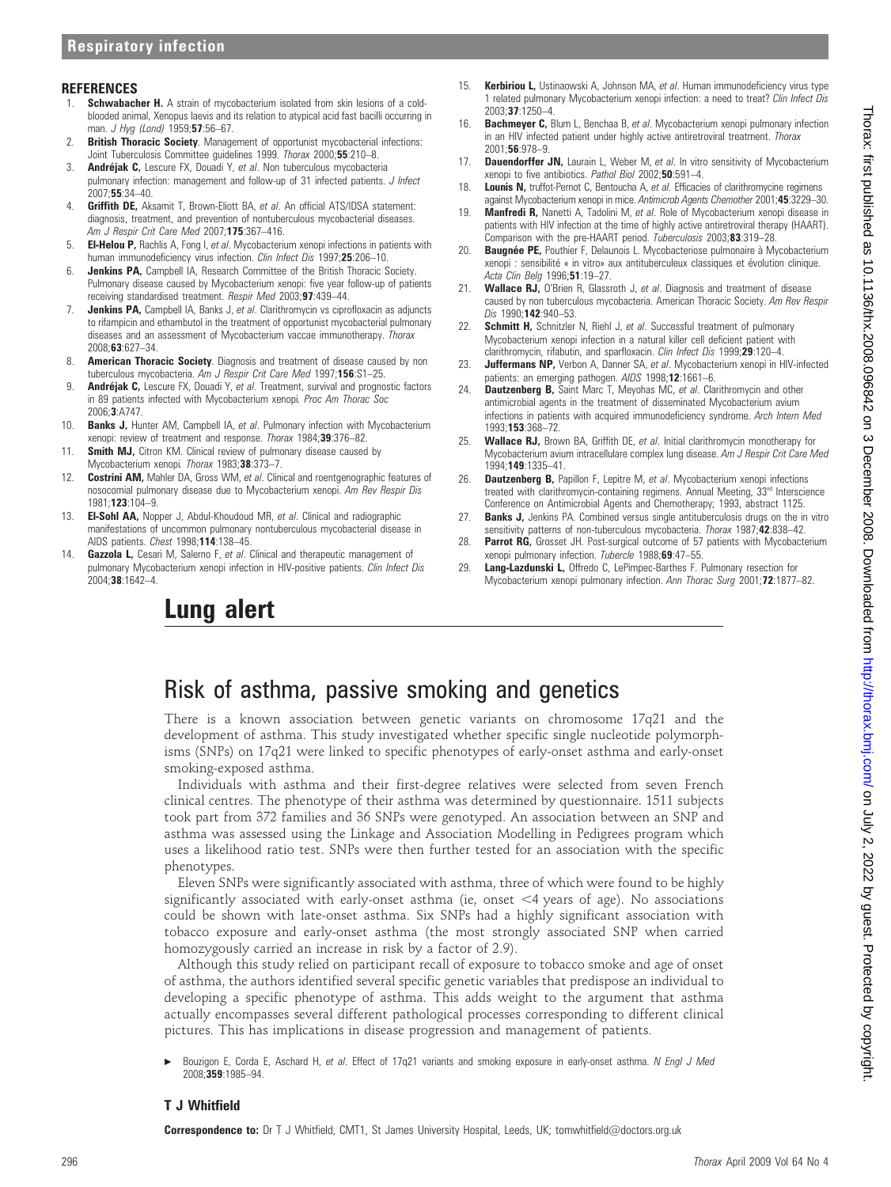## REFERENCES

1. **Schwabacher H.** A strain of mycobacterium isolated from skin lesions of a cold-blooded animal, Xenopus laevis and its relation to atypical acid fast bacilli occurring in man. *J Hyg (Lond)* 1959;**57**:56–67.
2. **British Thoracic Society**. Management of opportunist mycobacterial infections: Joint Tuberculosis Committee guidelines 1999. *Thorax* 2000;**55**:210–8.
3. **Andréjak C,** Lescure FX, Douadi Y, *et al*. Non tuberculous mycobacteria pulmonary infection: management and follow-up of 31 infected patients. *J Infect* 2007;**55**:34–40.
4. **Griffith DE,** Aksamit T, Brown-Eliott BA, *et al*. An official ATS/IDSA statement: diagnosis, treatment, and prevention of nontuberculous mycobacterial diseases. *Am J Respir Crit Care Med* 2007;**175**:367–416.
5. **El-Helou P,** Rachlis A, Fong I, *et al*. Mycobacterium xenopi infections in patients with human immunodeficiency virus infection. *Clin Infect Dis* 1997;**25**:206–10.
6. **Jenkins PA,** Campbell IA, Research Committee of the British Thoracic Society. Pulmonary disease caused by Mycobacterium xenopi: five year follow-up of patients receiving standardised treatment. *Respir Med* 2003;**97**:439–44.
7. **Jenkins PA,** Campbell IA, Banks J, *et al*. Clarithromycin vs ciprofloxacin as adjuncts to rifampicin and ethambutol in the treatment of opportunist mycobacterial pulmonary diseases and an assessment of Mycobacterium vaccae immunotherapy. *Thorax* 2008;**63**:627–34.
8. **American Thoracic Society**. Diagnosis and treatment of disease caused by non tuberculous mycobacteria. *Am J Respir Crit Care Med* 1997;**156**:S1–25.
9. **Andréjak C,** Lescure FX, Douadi Y, *et al*. Treatment, survival and prognostic factors in 89 patients infected with Mycobacterium xenopi. *Proc Am Thorac Soc* 2006;**3**:A747.
10. **Banks J,** Hunter AM, Campbell IA, *et al*. Pulmonary infection with Mycobacterium xenopi: review of treatment and response. *Thorax* 1984;**39**:376–82.
11. **Smith MJ,** Citron KM. Clinical review of pulmonary disease caused by Mycobacterium xenopi. *Thorax* 1983;**38**:373–7.
12. **Costrini AM,** Mahler DA, Gross WM, *et al*. Clinical and roentgenographic features of nosocomial pulmonary disease due to Mycobacterium xenopi. *Am Rev Respir Dis* 1981;**123**:104–9.
13. **El-Sohl AA,** Nopper J, Abdul-Khoudoud MR, *et al*. Clinical and radiographic manifestations of uncommon pulmonary nontuberculous mycobacterial disease in AIDS patients. *Chest* 1998;**114**:138–45.
14. **Gazzola L,** Cesari M, Salerno F, *et al*. Clinical and therapeutic management of pulmonary Mycobacterium xenopi infection in HIV-positive patients. *Clin Infect Dis* 2004;**38**:1642–4.
15. **Kerbiriou L,** Ustinaowski A, Johnson MA, *et al*. Human immunodeficiency virus type 1 related pulmonary Mycobacterium xenopi infection: a need to treat? *Clin Infect Dis* 2003;**37**:1250–4.
16. **Bachmeyer C,** Blum L, Benchaa B, *et al*. Mycobacterium xenopi pulmonary infection in an HIV infected patient under highly active antiretroviral treatment. *Thorax* 2001;**56**:978–9.
17. **Dauendorffer JN,** Laurain L, Weber M, *et al*. In vitro sensitivity of Mycobacterium xenopi to five antibiotics. *Pathol Biol* 2002;**50**:591–4.
18. **Lounis N,** truffot-Pernot C, Bentoucha A, *et al*. Efficacies of clarithromycine regimens against Mycobacterium xenopi in mice. *Antimicrob Agents Chemother* 2001;**45**:3229–30.
19. **Manfredi R,** Nanetti A, Tadolini M, *et al*. Role of Mycobacterium xenopi disease in patients with HIV infection at the time of highly active antiretroviral therapy (HAART). Comparison with the pre-HAART period. *Tuberculosis* 2003;**83**:319–28.
20. **Baugnée PE,** Pouthier F, Delaunois L. Mycobacteriose pulmonaire à Mycobacterium xenopi : sensibilité « in vitro» aux antituberculeux classiques et évolution clinique. *Acta Clin Belg* 1996;**51**:19–27.
21. **Wallace RJ,** O'Brien R, Glassroth J, *et al*. Diagnosis and treatment of disease caused by non tuberculous mycobacteria. American Thoracic Society. *Am Rev Respir Dis* 1990;**142**:940–53.
22. **Schmitt H,** Schnitzler N, Riehl J, *et al*. Successful treatment of pulmonary Mycobacterium xenopi infection in a natural killer cell deficient patient with clarithromycin, rifabutin, and sparfloxacin. *Clin Infect Dis* 1999;**29**:120–4.
23. **Juffermans NP,** Verbon A, Danner SA, *et al*. Mycobacterium xenopi in HIV-infected patients: an emerging pathogen. *AIDS* 1998;**12**:1661–6.
24. **Dautzenberg B,** Saint Marc T, Meyohas MC, *et al*. Clarithromycin and other antimicrobial agents in the treatment of disseminated Mycobacterium avium infections in patients with acquired immunodeficiency syndrome. *Arch Intern Med* 1993;**153**:368–72.
25. **Wallace RJ,** Brown BA, Griffith DE, *et al*. Initial clarithromycin monotherapy for Mycobacterium avium intracellulare complex lung disease. *Am J Respir Crit Care Med* 1994;**149**:1335–41.
26. **Dautzenberg B,** Papillon F, Lepitre M, *et al*. Mycobacterium xenopi infections treated with clarithromycin-containing regimens. Annual Meeting, 33rd Interscience Conference on Antimicrobial Agents and Chemotherapy; 1993, abstract 1125.
27. **Banks J,** Jenkins PA. Combined versus single antituberculosis drugs on the in vitro sensitivity patterns of non-tuberculous mycobacteria. *Thorax* 1987;**42**:838–42.
28. **Parrot RG,** Grosset JH. Post-surgical outcome of 57 patients with Mycobacterium xenopi pulmonary infection. *Tubercle* 1988;**69**:47–55.
29. **Lang-Lazdunski L,** Offredo C, LePimpec-Barthes F. Pulmonary resection for Mycobacterium xenopi pulmonary infection. *Ann Thorac Surg* 2001;**72**:1877–82.

# Lung alert

## Risk of asthma, passive smoking and genetics

There is a known association between genetic variants on chromosome 17q21 and the development of asthma. This study investigated whether specific single nucleotide polymorphisms (SNPs) on 17q21 were linked to specific phenotypes of early-onset asthma and early-onset smoking-exposed asthma.

Individuals with asthma and their first-degree relatives were selected from seven French clinical centres. The phenotype of their asthma was determined by questionnaire. 1511 subjects took part from 372 families and 36 SNPs were genotyped. An association between an SNP and asthma was assessed using the Linkage and Association Modelling in Pedigrees program which uses a likelihood ratio test. SNPs were then further tested for an association with the specific phenotypes.

Eleven SNPs were significantly associated with asthma, three of which were found to be highly significantly associated with early-onset asthma (ie, onset <4 years of age). No associations could be shown with late-onset asthma. Six SNPs had a highly significant association with tobacco exposure and early-onset asthma (the most strongly associated SNP when carried homozygously carried an increase in risk by a factor of 2.9).

Although this study relied on participant recall of exposure to tobacco smoke and age of onset of asthma, the authors identified several specific genetic variables that predispose an individual to developing a specific phenotype of asthma. This adds weight to the argument that asthma actually encompasses several different pathological processes corresponding to different clinical pictures. This has implications in disease progression and management of patients.

- Bouzigon E, Corda E, Aschard H, *et al*. Effect of 17q21 variants and smoking exposure in early-onset asthma. *N Engl J Med* 2008;**359**:1985–94.

**T J Whitfield**

**Correspondence to:** Dr T J Whitfield, CMT1, St James University Hospital, Leeds, UK; tomwhitfield@doctors.org.uk